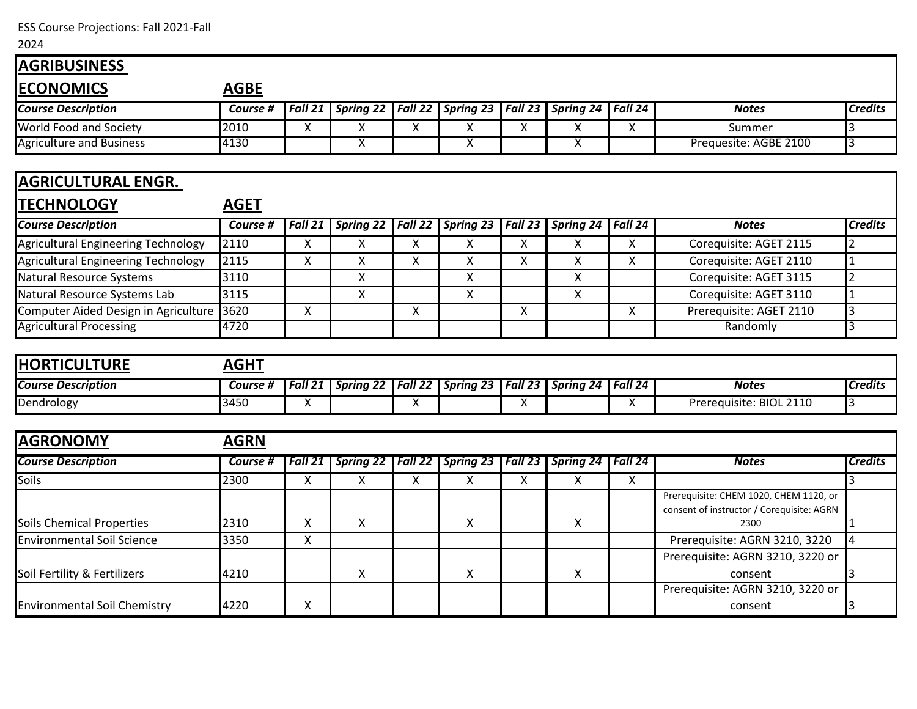ESS Course Projections: Fall 2021-Fall 2024

## AGRIBUSINESS ECONOMICS — AGBE

| Course Description | Course # | Fall 21 | Spring 22 | Fall 22 | Spring 23 | Fall 23 | Spring 24 | Fall 24 | Notes | Credits |
|---|---|---|---|---|---|---|---|---|---|---|
| World Food and Society | 2010 | X | X | X | X | X | X | X | Summer | 3 |
| Agriculture and Business | 4130 | | X | | X | | X | | Prequesite: AGBE 2100 | 3 |

## AGRICULTURAL ENGR. TECHNOLOGY — AGET

| Course Description | Course # | Fall 21 | Spring 22 | Fall 22 | Spring 23 | Fall 23 | Spring 24 | Fall 24 | Notes | Credits |
|---|---|---|---|---|---|---|---|---|---|---|
| Agricultural Engineering Technology | 2110 | X | X | X | X | X | X | X | Corequisite: AGET 2115 | 2 |
| Agricultural Engineering Technology | 2115 | X | X | X | X | X | X | X | Corequisite: AGET 2110 | 1 |
| Natural Resource Systems | 3110 | | X | | X | | X | | Corequisite: AGET 3115 | 2 |
| Natural Resource Systems Lab | 3115 | | X | | X | | X | | Corequisite: AGET 3110 | 1 |
| Computer Aided Design in Agriculture | 3620 | X | | X | | X | | X | Prerequisite: AGET 2110 | 3 |
| Agricultural Processing | 4720 | | | | | | | | Randomly | 3 |

## HORTICULTURE — AGHT

| Course Description | Course # | Fall 21 | Spring 22 | Fall 22 | Spring 23 | Fall 23 | Spring 24 | Fall 24 | Notes | Credits |
|---|---|---|---|---|---|---|---|---|---|---|
| Dendrology | 3450 | X | | X | | X | | X | Prerequisite: BIOL 2110 | 3 |

## AGRONOMY — AGRN

| Course Description | Course # | Fall 21 | Spring 22 | Fall 22 | Spring 23 | Fall 23 | Spring 24 | Fall 24 | Notes | Credits |
|---|---|---|---|---|---|---|---|---|---|---|
| Soils | 2300 | X | X | X | X | X | X | X | | 3 |
| Soils Chemical Properties | 2310 | X | X | | X | | X | | Prerequisite: CHEM 1020, CHEM 1120, or consent of instructor / Corequisite: AGRN 2300 | 1 |
| Environmental Soil Science | 3350 | X | | | | | | | Prerequisite: AGRN 3210, 3220 | 4 |
| Soil Fertility & Fertilizers | 4210 | | X | | X | | X | | Prerequisite: AGRN 3210, 3220 or consent | 3 |
| Environmental Soil Chemistry | 4220 | X | | | | | | | Prerequisite: AGRN 3210, 3220 or consent | 3 |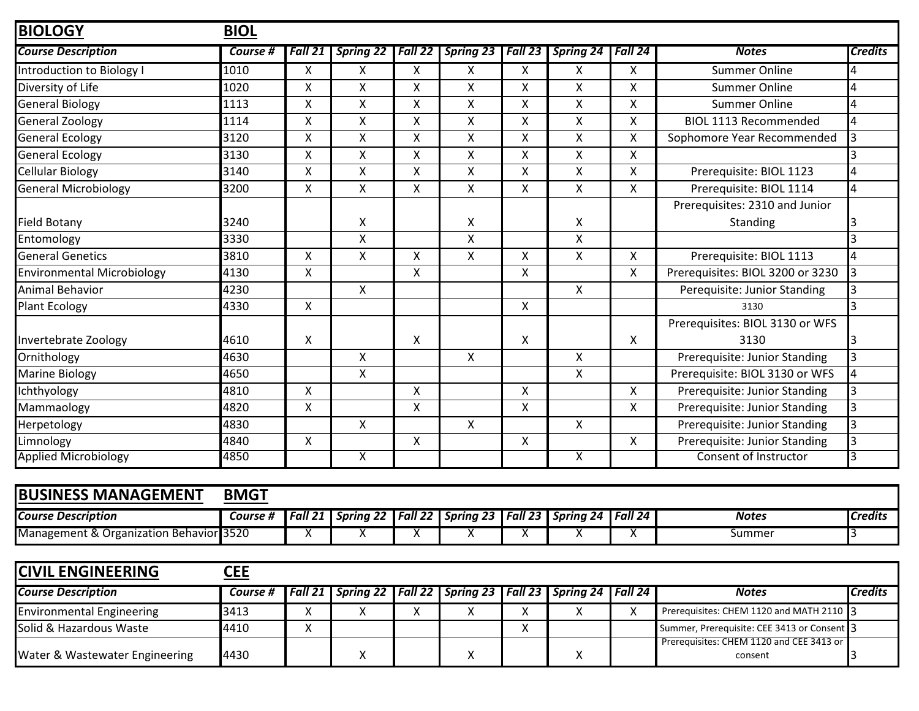## BIOLOGY BIOL

| Course Description | Course # | Fall 21 | Spring 22 | Fall 22 | Spring 23 | Fall 23 | Spring 24 | Fall 24 | Notes | Credits |
|---|---|---|---|---|---|---|---|---|---|---|
| Introduction to Biology I | 1010 | X | X | X | X | X | X | X | Summer Online | 4 |
| Diversity of Life | 1020 | X | X | X | X | X | X | X | Summer Online | 4 |
| General Biology | 1113 | X | X | X | X | X | X | X | Summer Online | 4 |
| General Zoology | 1114 | X | X | X | X | X | X | X | BIOL 1113 Recommended | 4 |
| General Ecology | 3120 | X | X | X | X | X | X | X | Sophomore Year Recommended | 3 |
| General Ecology | 3130 | X | X | X | X | X | X | X | | 3 |
| Cellular Biology | 3140 | X | X | X | X | X | X | X | Prerequisite: BIOL 1123 | 4 |
| General Microbiology | 3200 | X | X | X | X | X | X | X | Prerequisite: BIOL 1114 | 4 |
| Field Botany | 3240 | | X | | X | | X | | Prerequisites: 2310 and Junior Standing | 3 |
| Entomology | 3330 | | X | | X | | X | | | 3 |
| General Genetics | 3810 | X | X | X | X | X | X | X | Prerequisite: BIOL 1113 | 4 |
| Environmental Microbiology | 4130 | X | | X | | X | | X | Prerequisites: BIOL 3200 or 3230 | 3 |
| Animal Behavior | 4230 | | X | | | | X | | Perequisite: Junior Standing | 3 |
| Plant Ecology | 4330 | X | | | | X | | | 3130 | 3 |
| Invertebrate Zoology | 4610 | X | | X | | X | | X | Prerequisites: BIOL 3130 or WFS 3130 | 3 |
| Ornithology | 4630 | | X | | X | | X | | Prerequisite: Junior Standing | 3 |
| Marine Biology | 4650 | | X | | | | X | | Prerequisite: BIOL 3130 or WFS | 4 |
| Ichthyology | 4810 | X | | X | | X | | X | Prerequisite: Junior Standing | 3 |
| Mammaology | 4820 | X | | X | | X | | X | Prerequisite: Junior Standing | 3 |
| Herpetology | 4830 | | X | | X | | X | | Prerequisite: Junior Standing | 3 |
| Limnology | 4840 | X | | X | | X | | X | Prerequisite: Junior Standing | 3 |
| Applied Microbiology | 4850 | | X | | | | X | | Consent of Instructor | 3 |

## BUSINESS MANAGEMENT BMGT

| Course Description | Course # | Fall 21 | Spring 22 | Fall 22 | Spring 23 | Fall 23 | Spring 24 | Fall 24 | Notes | Credits |
|---|---|---|---|---|---|---|---|---|---|---|
| Management & Organization Behavior | 3520 | X | X | X | X | X | X | X | Summer | 3 |

## CIVIL ENGINEERING CEE

| Course Description | Course # | Fall 21 | Spring 22 | Fall 22 | Spring 23 | Fall 23 | Spring 24 | Fall 24 | Notes | Credits |
|---|---|---|---|---|---|---|---|---|---|---|
| Environmental Engineering | 3413 | X | X | X | X | X | X | X | Prerequisites: CHEM 1120 and MATH 2110 | 3 |
| Solid & Hazardous Waste | 4410 | X | | | | X | | | Summer, Prerequisite: CEE 3413 or Consent | 3 |
| Water & Wastewater Engineering | 4430 | | X | | X | | X | | Prerequisites: CHEM 1120 and CEE 3413 or consent | 3 |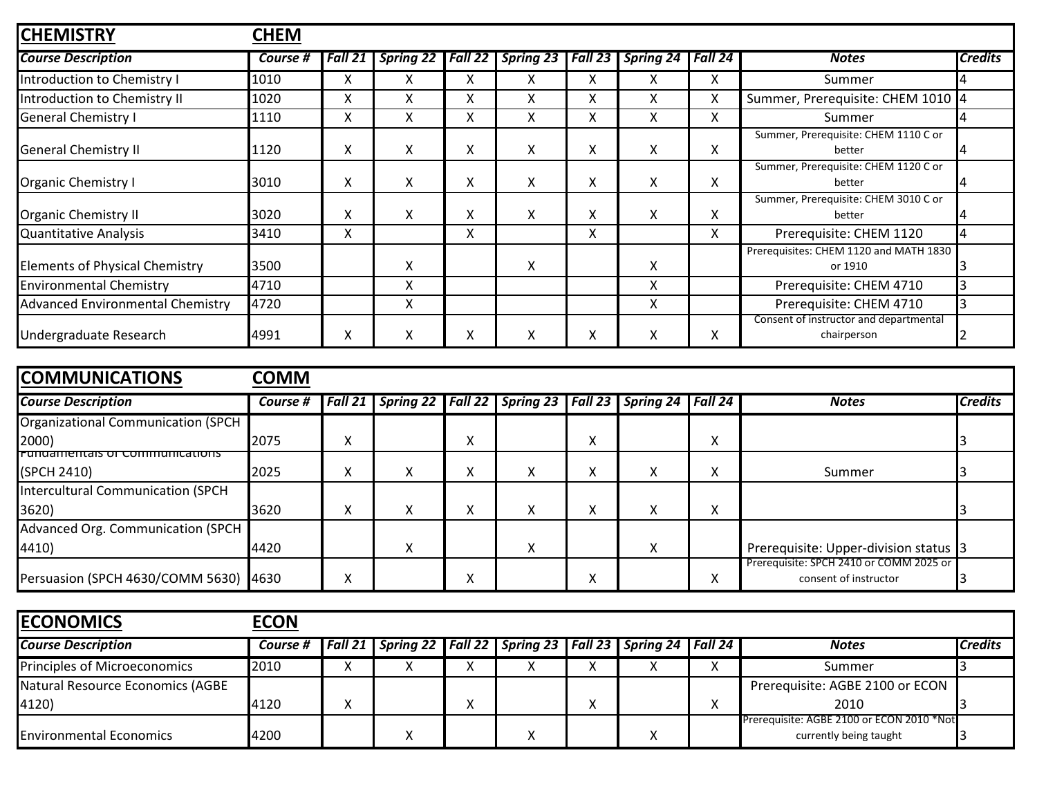## CHEMISTRY CHEM

| Course Description | Course # | Fall 21 | Spring 22 | Fall 22 | Spring 23 | Fall 23 | Spring 24 | Fall 24 | Notes | Credits |
|---|---|---|---|---|---|---|---|---|---|---|
| Introduction to Chemistry I | 1010 | X | X | X | X | X | X | X | Summer | 4 |
| Introduction to Chemistry II | 1020 | X | X | X | X | X | X | X | Summer, Prerequisite: CHEM 1010 | 4 |
| General Chemistry I | 1110 | X | X | X | X | X | X | X | Summer | 4 |
| General Chemistry II | 1120 | X | X | X | X | X | X | X | Summer, Prerequisite: CHEM 1110 C or better | 4 |
| Organic Chemistry I | 3010 | X | X | X | X | X | X | X | Summer, Prerequisite: CHEM 1120 C or better | 4 |
| Organic Chemistry II | 3020 | X | X | X | X | X | X | X | Summer, Prerequisite: CHEM 3010 C or better | 4 |
| Quantitative Analysis | 3410 | X | | X | | X | | X | Prerequisite: CHEM 1120 | 4 |
| Elements of Physical Chemistry | 3500 | | X | | X | | X | | Prerequisites: CHEM 1120 and MATH 1830 or 1910 | 3 |
| Environmental Chemistry | 4710 | | X | | | | X | | Prerequisite: CHEM 4710 | 3 |
| Advanced Environmental Chemistry | 4720 | | X | | | | X | | Prerequisite: CHEM 4710 | 3 |
| Undergraduate Research | 4991 | X | X | X | X | X | X | X | Consent of instructor and departmental chairperson | 2 |

## COMMUNICATIONS COMM

| Course Description | Course # | Fall 21 | Spring 22 | Fall 22 | Spring 23 | Fall 23 | Spring 24 | Fall 24 | Notes | Credits |
|---|---|---|---|---|---|---|---|---|---|---|
| Organizational Communication (SPCH 2000) | 2075 | X | | X | | X | | X | | 3 |
| Fundamentals of Communications (SPCH 2410) | 2025 | X | X | X | X | X | X | X | Summer | 3 |
| Intercultural Communication (SPCH 3620) | 3620 | X | X | X | X | X | X | X | | 3 |
| Advanced Org. Communication (SPCH 4410) | 4420 | | X | | X | | X | | Prerequisite: Upper-division status | 3 |
| Persuasion (SPCH 4630/COMM 5630) | 4630 | X | | X | | X | | X | Prerequisite: SPCH 2410 or COMM 2025 or consent of instructor | 3 |

## ECONOMICS ECON

| Course Description | Course # | Fall 21 | Spring 22 | Fall 22 | Spring 23 | Fall 23 | Spring 24 | Fall 24 | Notes | Credits |
|---|---|---|---|---|---|---|---|---|---|---|
| Principles of Microeconomics | 2010 | X | X | X | X | X | X | X | Summer | 3 |
| Natural Resource Economics (AGBE 4120) | 4120 | X | | X | | X | | X | Prerequisite: AGBE 2100 or ECON 2010 | 3 |
| Environmental Economics | 4200 | | X | | X | | X | | Prerequisite: AGBE 2100 or ECON 2010 *Not currently being taught | 3 |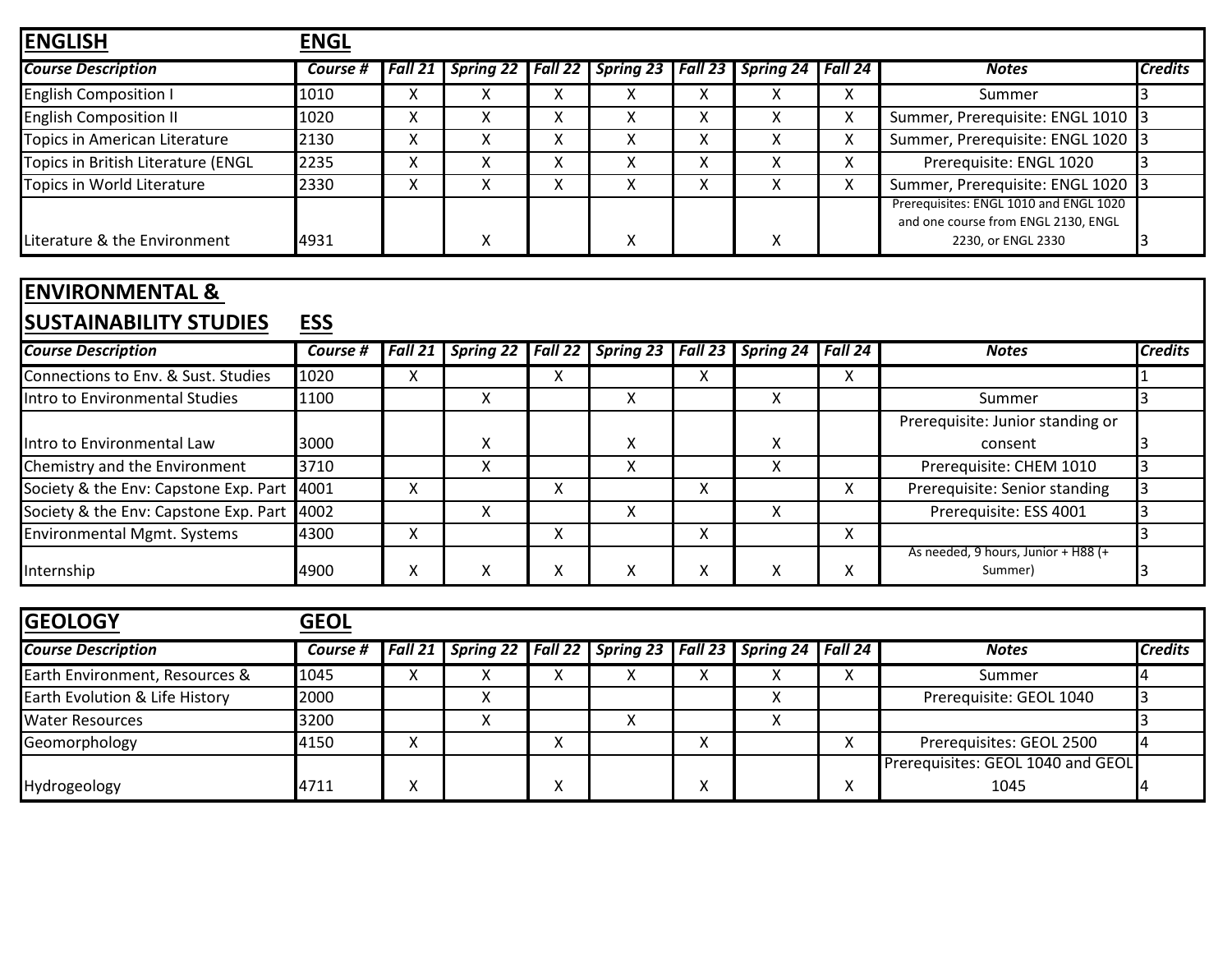## ENGLISH ENGL

| Course Description | Course # | Fall 21 | Spring 22 | Fall 22 | Spring 23 | Fall 23 | Spring 24 | Fall 24 | Notes | Credits |
|---|---|---|---|---|---|---|---|---|---|---|
| English Composition I | 1010 | X | X | X | X | X | X | X | Summer | 3 |
| English Composition II | 1020 | X | X | X | X | X | X | X | Summer, Prerequisite: ENGL 1010 | 3 |
| Topics in American Literature | 2130 | X | X | X | X | X | X | X | Summer, Prerequisite: ENGL 1020 | 3 |
| Topics in British Literature (ENGL | 2235 | X | X | X | X | X | X | X | Prerequisite: ENGL 1020 | 3 |
| Topics in World Literature | 2330 | X | X | X | X | X | X | X | Summer, Prerequisite: ENGL 1020 | 3 |
| Literature & the Environment | 4931 | | X | | X | | X | | Prerequisites: ENGL 1010 and ENGL 1020 and one course from ENGL 2130, ENGL 2230, or ENGL 2330 | 3 |

## ENVIRONMENTAL & SUSTAINABILITY STUDIES ESS

| Course Description | Course # | Fall 21 | Spring 22 | Fall 22 | Spring 23 | Fall 23 | Spring 24 | Fall 24 | Notes | Credits |
|---|---|---|---|---|---|---|---|---|---|---|
| Connections to Env. & Sust. Studies | 1020 | X | | X | | X | | X | | 1 |
| Intro to Environmental Studies | 1100 | | X | | X | | X | | Summer | 3 |
| Intro to Environmental Law | 3000 | | X | | X | | X | | Prerequisite: Junior standing or consent | 3 |
| Chemistry and the Environment | 3710 | | X | | X | | X | | Prerequisite: CHEM 1010 | 3 |
| Society & the Env: Capstone Exp. Part | 4001 | X | | X | | X | | X | Prerequisite: Senior standing | 3 |
| Society & the Env: Capstone Exp. Part | 4002 | | X | | X | | X | | Prerequisite: ESS 4001 | 3 |
| Environmental Mgmt. Systems | 4300 | X | | X | | X | | X | | 3 |
| Internship | 4900 | X | X | X | X | X | X | X | As needed, 9 hours, Junior + H88 (+ Summer) | 3 |

## GEOLOGY GEOL

| Course Description | Course # | Fall 21 | Spring 22 | Fall 22 | Spring 23 | Fall 23 | Spring 24 | Fall 24 | Notes | Credits |
|---|---|---|---|---|---|---|---|---|---|---|
| Earth Environment, Resources & | 1045 | X | X | X | X | X | X | X | Summer | 4 |
| Earth Evolution & Life History | 2000 | | X | | | | X | | Prerequisite: GEOL 1040 | 3 |
| Water Resources | 3200 | | X | | X | | X | | | 3 |
| Geomorphology | 4150 | X | | X | | X | | X | Prerequisites: GEOL 2500 | 4 |
| Hydrogeology | 4711 | X | | X | | X | | X | Prerequisites: GEOL 1040 and GEOL 1045 | 4 |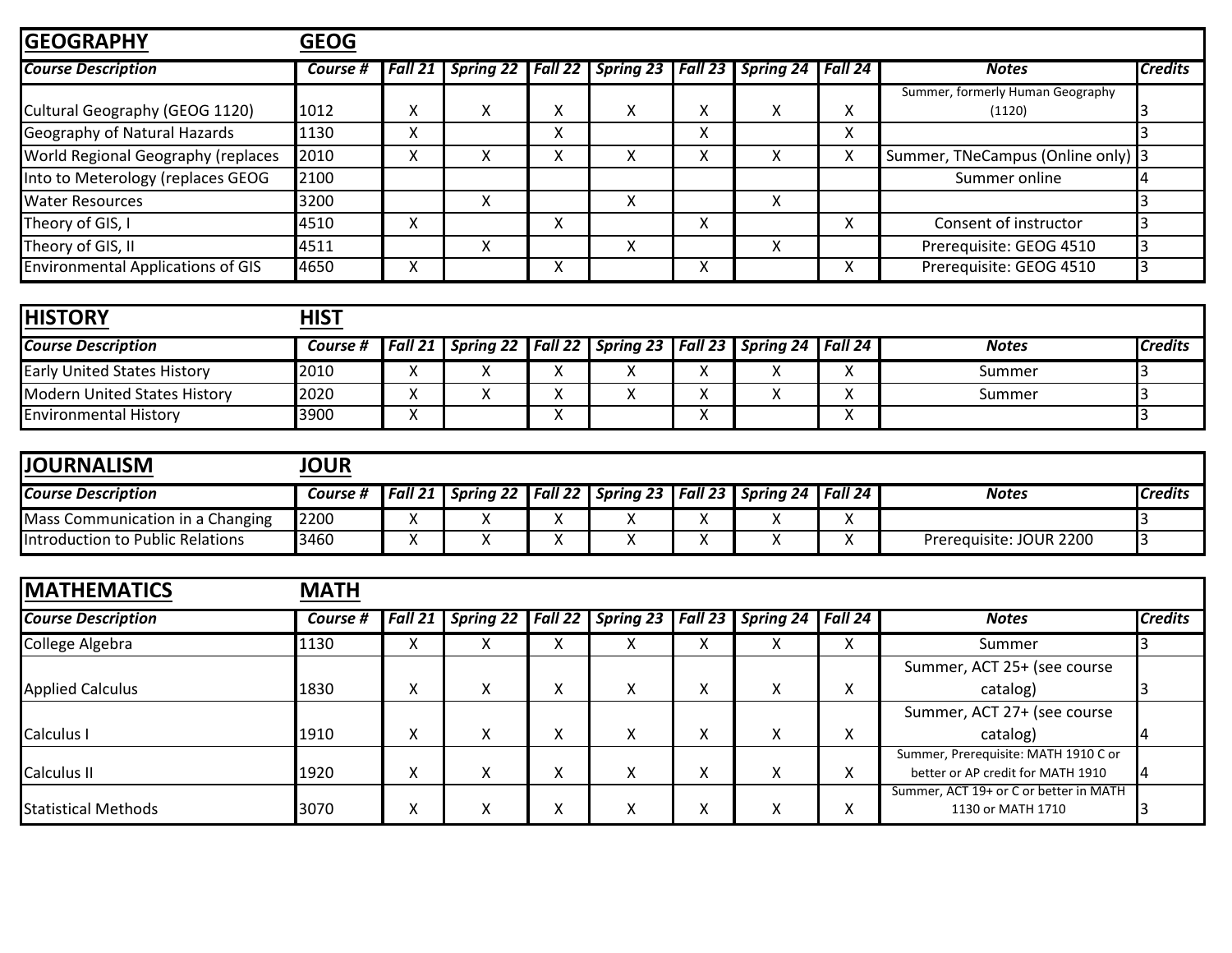| **GEOGRAPHY** | **GEOG** | | | | | | | | | |
|---|---|---|---|---|---|---|---|---|---|---|
| ***Course Description*** | ***Course #*** | ***Fall 21*** | ***Spring 22*** | ***Fall 22*** | ***Spring 23*** | ***Fall 23*** | ***Spring 24*** | ***Fall 24*** | ***Notes*** | ***Credits*** |
| Cultural Geography (GEOG 1120) | 1012 | X | X | X | X | X | X | X | Summer, formerly Human Geography (1120) | 3 |
| Geography of Natural Hazards | 1130 | X | | X | | X | | X | | 3 |
| World Regional Geography (replaces | 2010 | X | X | X | X | X | X | X | Summer, TNeCampus (Online only) | 3 |
| Into to Meterology (replaces GEOG | 2100 | | | | | | | | Summer online | 4 |
| Water Resources | 3200 | | X | | X | | X | | | 3 |
| Theory of GIS, I | 4510 | X | | X | | X | | X | Consent of instructor | 3 |
| Theory of GIS, II | 4511 | | X | | X | | X | | Prerequisite: GEOG 4510 | 3 |
| Environmental Applications of GIS | 4650 | X | | X | | X | | X | Prerequisite: GEOG 4510 | 3 |

| **HISTORY** | **HIST** | | | | | | | | | |
|---|---|---|---|---|---|---|---|---|---|---|
| ***Course Description*** | ***Course #*** | ***Fall 21*** | ***Spring 22*** | ***Fall 22*** | ***Spring 23*** | ***Fall 23*** | ***Spring 24*** | ***Fall 24*** | ***Notes*** | ***Credits*** |
| Early United States History | 2010 | X | X | X | X | X | X | X | Summer | 3 |
| Modern United States History | 2020 | X | X | X | X | X | X | X | Summer | 3 |
| Environmental History | 3900 | X | | X | | X | | X | | 3 |

| **JOURNALISM** | **JOUR** | | | | | | | | | |
|---|---|---|---|---|---|---|---|---|---|---|
| ***Course Description*** | ***Course #*** | ***Fall 21*** | ***Spring 22*** | ***Fall 22*** | ***Spring 23*** | ***Fall 23*** | ***Spring 24*** | ***Fall 24*** | ***Notes*** | ***Credits*** |
| Mass Communication in a Changing | 2200 | X | X | X | X | X | X | X | | 3 |
| Introduction to Public Relations | 3460 | X | X | X | X | X | X | X | Prerequisite: JOUR 2200 | 3 |

| **MATHEMATICS** | **MATH** | | | | | | | | | |
|---|---|---|---|---|---|---|---|---|---|---|
| ***Course Description*** | ***Course #*** | ***Fall 21*** | ***Spring 22*** | ***Fall 22*** | ***Spring 23*** | ***Fall 23*** | ***Spring 24*** | ***Fall 24*** | ***Notes*** | ***Credits*** |
| College Algebra | 1130 | X | X | X | X | X | X | X | Summer | 3 |
| Applied Calculus | 1830 | X | X | X | X | X | X | X | Summer, ACT 25+ (see course catalog) | 3 |
| Calculus I | 1910 | X | X | X | X | X | X | X | Summer, ACT 27+ (see course catalog) | 4 |
| Calculus II | 1920 | X | X | X | X | X | X | X | Summer, Prerequisite: MATH 1910 C or better or AP credit for MATH 1910 | 4 |
| Statistical Methods | 3070 | X | X | X | X | X | X | X | Summer, ACT 19+ or C or better in MATH 1130 or MATH 1710 | 3 |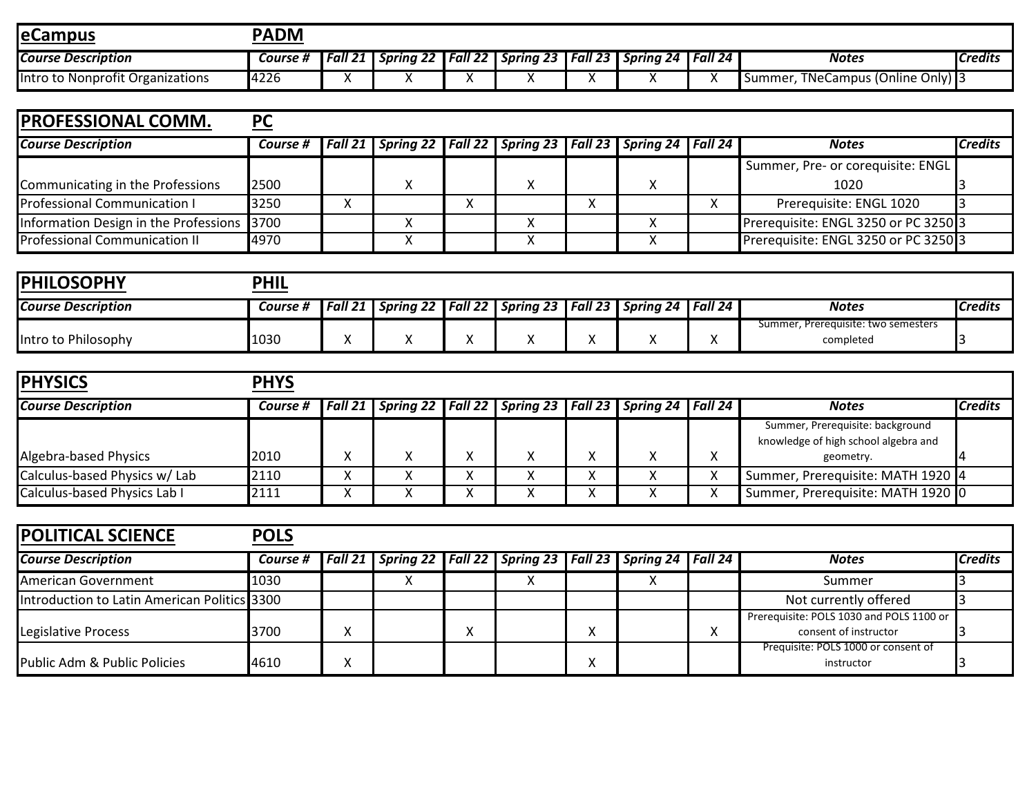| **eCampus** | **PADM** | | | | | | | | | |
|---|---|---|---|---|---|---|---|---|---|---|
| ***Course Description*** | ***Course #*** | ***Fall 21*** | ***Spring 22*** | ***Fall 22*** | ***Spring 23*** | ***Fall 23*** | ***Spring 24*** | ***Fall 24*** | ***Notes*** | ***Credits*** |
| Intro to Nonprofit Organizations | 4226 | X | X | X | X | X | X | X | Summer, TNeCampus (Online Only) | 3 |

| **PROFESSIONAL COMM.** | **PC** | | | | | | | | | |
|---|---|---|---|---|---|---|---|---|---|---|
| ***Course Description*** | ***Course #*** | ***Fall 21*** | ***Spring 22*** | ***Fall 22*** | ***Spring 23*** | ***Fall 23*** | ***Spring 24*** | ***Fall 24*** | ***Notes*** | ***Credits*** |
| Communicating in the Professions | 2500 | | X | | X | | X | | Summer, Pre- or corequisite: ENGL 1020 | 3 |
| Professional Communication I | 3250 | X | | X | | X | | X | Prerequisite: ENGL 1020 | 3 |
| Information Design in the Professions | 3700 | | X | | X | | X | | Prerequisite: ENGL 3250 or PC 3250 | 3 |
| Professional Communication II | 4970 | | X | | X | | X | | Prerequisite: ENGL 3250 or PC 3250 | 3 |

| **PHILOSOPHY** | **PHIL** | | | | | | | | | |
|---|---|---|---|---|---|---|---|---|---|---|
| ***Course Description*** | ***Course #*** | ***Fall 21*** | ***Spring 22*** | ***Fall 22*** | ***Spring 23*** | ***Fall 23*** | ***Spring 24*** | ***Fall 24*** | ***Notes*** | ***Credits*** |
| Intro to Philosophy | 1030 | X | X | X | X | X | X | X | Summer, Prerequisite: two semesters completed | 3 |

| **PHYSICS** | **PHYS** | | | | | | | | | |
|---|---|---|---|---|---|---|---|---|---|---|
| ***Course Description*** | ***Course #*** | ***Fall 21*** | ***Spring 22*** | ***Fall 22*** | ***Spring 23*** | ***Fall 23*** | ***Spring 24*** | ***Fall 24*** | ***Notes*** | ***Credits*** |
| Algebra-based Physics | 2010 | X | X | X | X | X | X | X | Summer, Prerequisite: background knowledge of high school algebra and geometry. | 4 |
| Calculus-based Physics w/ Lab | 2110 | X | X | X | X | X | X | X | Summer, Prerequisite: MATH 1920 | 4 |
| Calculus-based Physics Lab I | 2111 | X | X | X | X | X | X | X | Summer, Prerequisite: MATH 1920 | 0 |

| **POLITICAL SCIENCE** | **POLS** | | | | | | | | | |
|---|---|---|---|---|---|---|---|---|---|---|
| ***Course Description*** | ***Course #*** | ***Fall 21*** | ***Spring 22*** | ***Fall 22*** | ***Spring 23*** | ***Fall 23*** | ***Spring 24*** | ***Fall 24*** | ***Notes*** | ***Credits*** |
| American Government | 1030 | | X | | X | | X | | Summer | 3 |
| Introduction to Latin American Politics | 3300 | | | | | | | | Not currently offered | 3 |
| Legislative Process | 3700 | X | | X | | X | | X | Prerequisite: POLS 1030 and POLS 1100 or consent of instructor | 3 |
| Public Adm & Public Policies | 4610 | X | | | | X | | | Prequisite: POLS 1000 or consent of instructor | 3 |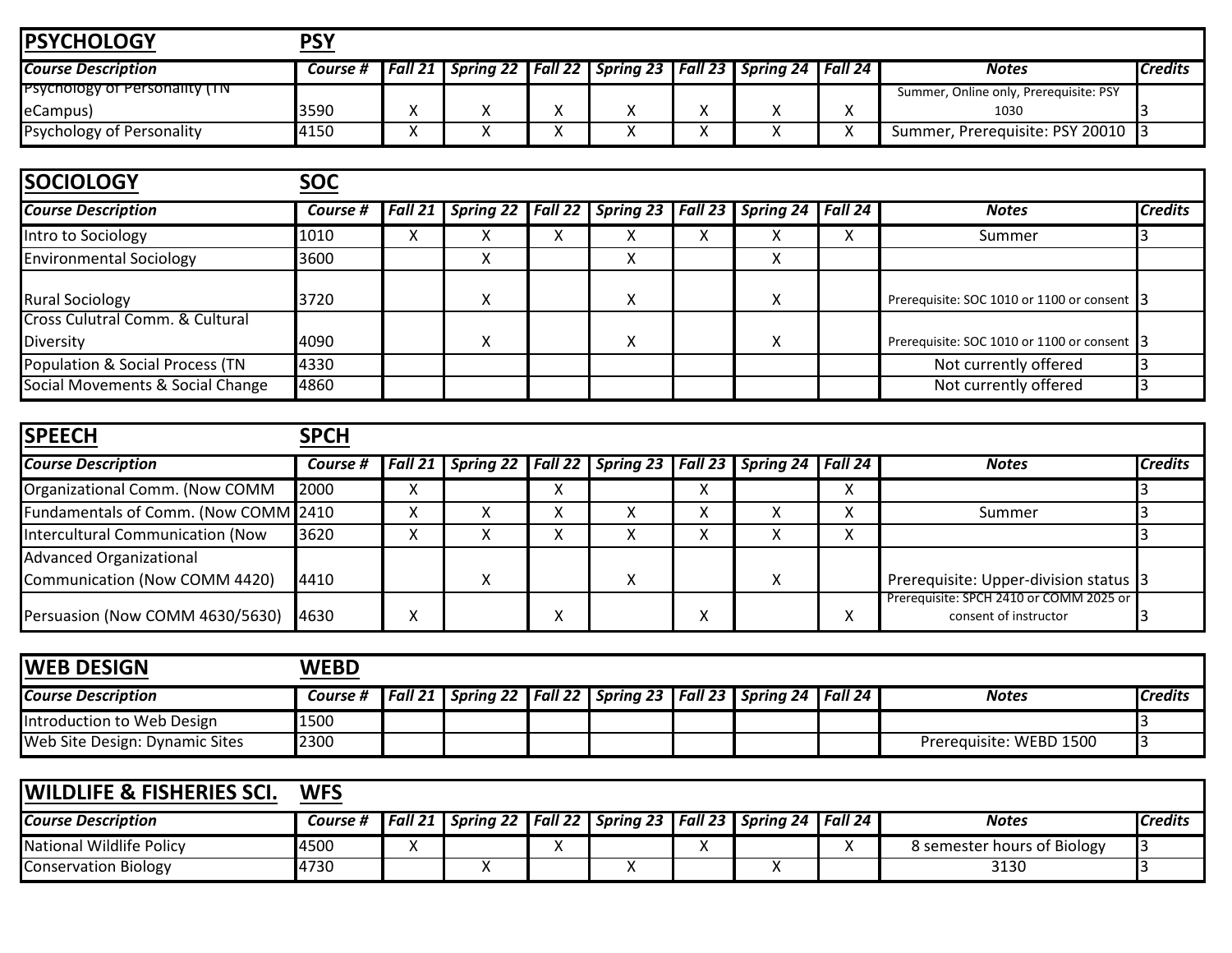| **PSYCHOLOGY** | **PSY** | | | | | | | | | |
|---|---|---|---|---|---|---|---|---|---|---|
| ***Course Description*** | ***Course #*** | ***Fall 21*** | ***Spring 22*** | ***Fall 22*** | ***Spring 23*** | ***Fall 23*** | ***Spring 24*** | ***Fall 24*** | ***Notes*** | ***Credits*** |
| Psychology of Personality (TN eCampus) | 3590 | X | X | X | X | X | X | X | Summer, Online only, Prerequisite: PSY 1030 | 3 |
| Psychology of Personality | 4150 | X | X | X | X | X | X | X | Summer, Prerequisite: PSY 20010 | 3 |

| **SOCIOLOGY** | **SOC** | | | | | | | | | |
|---|---|---|---|---|---|---|---|---|---|---|
| ***Course Description*** | ***Course #*** | ***Fall 21*** | ***Spring 22*** | ***Fall 22*** | ***Spring 23*** | ***Fall 23*** | ***Spring 24*** | ***Fall 24*** | ***Notes*** | ***Credits*** |
| Intro to Sociology | 1010 | X | X | X | X | X | X | X | Summer | 3 |
| Environmental Sociology | 3600 | | X | | X | | X | | | |
| Rural Sociology | 3720 | | X | | X | | X | | Prerequisite: SOC 1010 or 1100 or consent | 3 |
| Cross Cultutral Comm. & Cultural Diversity | 4090 | | X | | X | | X | | Prerequisite: SOC 1010 or 1100 or consent | 3 |
| Population & Social Process (TN | 4330 | | | | | | | | Not currently offered | 3 |
| Social Movements & Social Change | 4860 | | | | | | | | Not currently offered | 3 |

| **SPEECH** | **SPCH** | | | | | | | | | |
|---|---|---|---|---|---|---|---|---|---|---|
| ***Course Description*** | ***Course #*** | ***Fall 21*** | ***Spring 22*** | ***Fall 22*** | ***Spring 23*** | ***Fall 23*** | ***Spring 24*** | ***Fall 24*** | ***Notes*** | ***Credits*** |
| Organizational Comm. (Now COMM | 2000 | X | | X | | X | | X | | 3 |
| Fundamentals of Comm. (Now COMM | 2410 | X | X | X | X | X | X | X | Summer | 3 |
| Intercultural Communication (Now | 3620 | X | X | X | X | X | X | X | | 3 |
| Advanced Organizational Communication (Now COMM 4420) | 4410 | | X | | X | | X | | Prerequisite: Upper-division status | 3 |
| Persuasion (Now COMM 4630/5630) | 4630 | X | | X | | X | | X | Prerequisite: SPCH 2410 or COMM 2025 or consent of instructor | 3 |

| **WEB DESIGN** | **WEBD** | | | | | | | | | |
|---|---|---|---|---|---|---|---|---|---|---|
| ***Course Description*** | ***Course #*** | ***Fall 21*** | ***Spring 22*** | ***Fall 22*** | ***Spring 23*** | ***Fall 23*** | ***Spring 24*** | ***Fall 24*** | ***Notes*** | ***Credits*** |
| Introduction to Web Design | 1500 | | | | | | | | | 3 |
| Web Site Design: Dynamic Sites | 2300 | | | | | | | | Prerequisite: WEBD 1500 | 3 |

| **WILDLIFE & FISHERIES SCI.** | **WFS** | | | | | | | | | |
|---|---|---|---|---|---|---|---|---|---|---|
| ***Course Description*** | ***Course #*** | ***Fall 21*** | ***Spring 22*** | ***Fall 22*** | ***Spring 23*** | ***Fall 23*** | ***Spring 24*** | ***Fall 24*** | ***Notes*** | ***Credits*** |
| National Wildlife Policy | 4500 | X | | X | | X | | X | 8 semester hours of Biology | 3 |
| Conservation Biology | 4730 | | X | | X | | X | | 3130 | 3 |